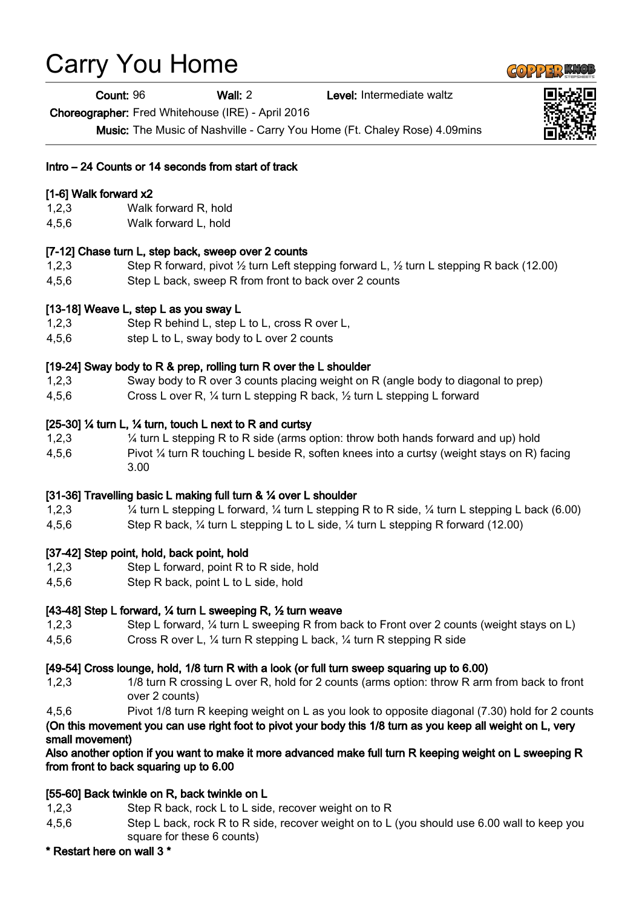# Carry You Home

**Count:** 96 **Wall:** 2 **Level:** Intermediate waltz

**Choreographer:** Fred Whitehouse (IRE) - April 2016

**Music:** The Music of Nashville - Carry You Home (Ft. Chaley Rose) 4.09mins

**Intro – 24 Counts or 14 seconds from start of track**

**[1-6] Walk forward x2**

| | |
|---|---|
| 1,2,3 | Walk forward R, hold |
| 4,5,6 | Walk forward L, hold |

**[7-12] Chase turn L, step back, sweep over 2 counts**

| | |
|---|---|
| 1,2,3 | Step R forward, pivot ½ turn Left stepping forward L, ½ turn L stepping R back (12.00) |
| 4,5,6 | Step L back, sweep R from front to back over 2 counts |

**[13-18] Weave L, step L as you sway L**

| | |
|---|---|
| 1,2,3 | Step R behind L, step L to L, cross R over L, |
| 4,5,6 | step L to L, sway body to L over 2 counts |

**[19-24] Sway body to R & prep, rolling turn R over the L shoulder**

| | |
|---|---|
| 1,2,3 | Sway body to R over 3 counts placing weight on R (angle body to diagonal to prep) |
| 4,5,6 | Cross L over R, ¼ turn L stepping R back, ½ turn L stepping L forward |

**[25-30] ¼ turn L, ¼ turn, touch L next to R and curtsy**

| | |
|---|---|
| 1,2,3 | ¼ turn L stepping R to R side (arms option: throw both hands forward and up) hold |
| 4,5,6 | Pivot ¼ turn R touching L beside R, soften knees into a curtsy (weight stays on R) facing 3.00 |

**[31-36] Travelling basic L making full turn & ¼ over L shoulder**

| | |
|---|---|
| 1,2,3 | ¼ turn L stepping L forward, ¼ turn L stepping R to R side, ¼ turn L stepping L back (6.00) |
| 4,5,6 | Step R back, ¼ turn L stepping L to L side, ¼ turn L stepping R forward (12.00) |

**[37-42] Step point, hold, back point, hold**

| | |
|---|---|
| 1,2,3 | Step L forward, point R to R side, hold |
| 4,5,6 | Step R back, point L to L side, hold |

**[43-48] Step L forward, ¼ turn L sweeping R, ½ turn weave**

| | |
|---|---|
| 1,2,3 | Step L forward, ¼ turn L sweeping R from back to Front over 2 counts (weight stays on L) |
| 4,5,6 | Cross R over L, ¼ turn R stepping L back, ¼ turn R stepping R side |

**[49-54] Cross lounge, hold, 1/8 turn R with a look (or full turn sweep squaring up to 6.00)**

| | |
|---|---|
| 1,2,3 | 1/8 turn R crossing L over R, hold for 2 counts (arms option: throw R arm from back to front over 2 counts) |
| 4,5,6 | Pivot 1/8 turn R keeping weight on L as you look to opposite diagonal (7.30) hold for 2 counts |

**(On this movement you can use right foot to pivot your body this 1/8 turn as you keep all weight on L, very small movement)**

**Also another option if you want to make it more advanced make full turn R keeping weight on L sweeping R from front to back squaring up to 6.00**

**[55-60] Back twinkle on R, back twinkle on L**

| | |
|---|---|
| 1,2,3 | Step R back, rock L to L side, recover weight on to R |
| 4,5,6 | Step L back, rock R to R side, recover weight on to L (you should use 6.00 wall to keep you square for these 6 counts) |

**\* Restart here on wall 3 \***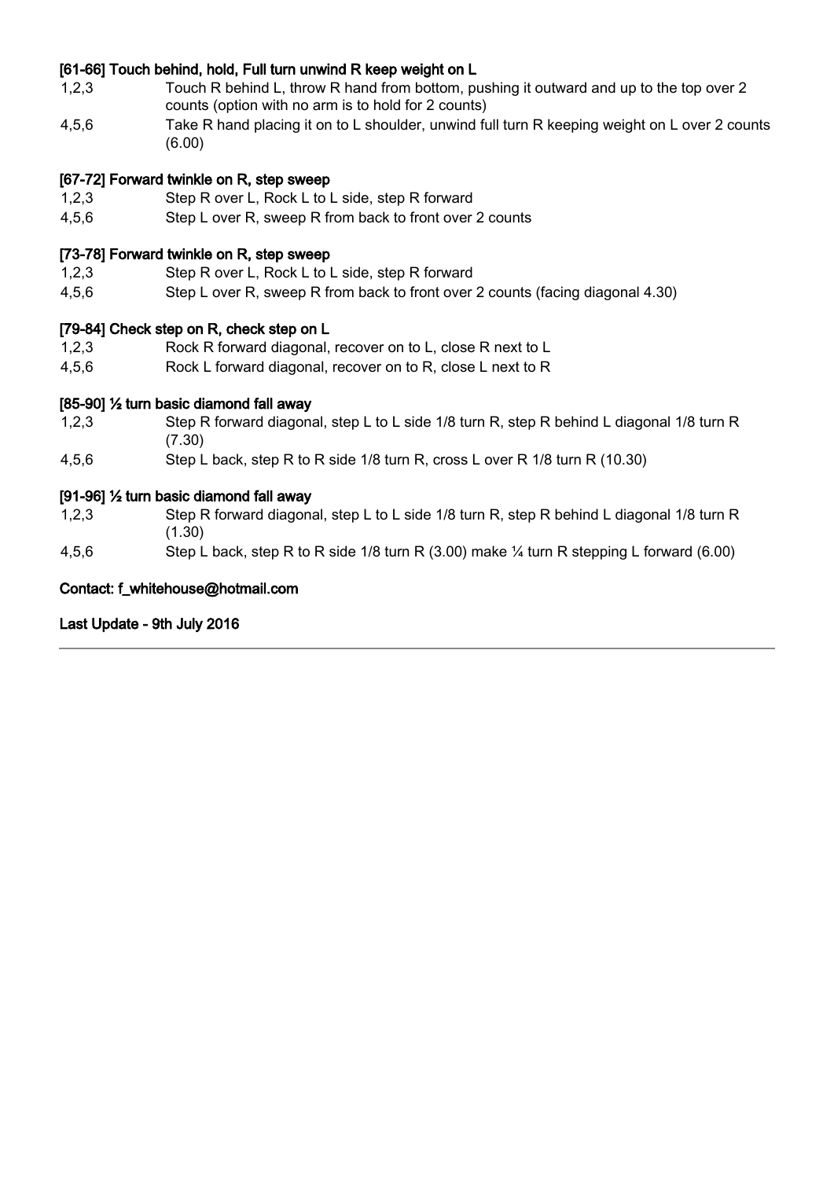**[61-66] Touch behind, hold, Full turn unwind R keep weight on L**

1,2,3 Touch R behind L, throw R hand from bottom, pushing it outward and up to the top over 2 counts (option with no arm is to hold for 2 counts)

4,5,6 Take R hand placing it on to L shoulder, unwind full turn R keeping weight on L over 2 counts (6.00)

**[67-72] Forward twinkle on R, step sweep**

1,2,3 Step R over L, Rock L to L side, step R forward

4,5,6 Step L over R, sweep R from back to front over 2 counts

**[73-78] Forward twinkle on R, step sweep**

1,2,3 Step R over L, Rock L to L side, step R forward

4,5,6 Step L over R, sweep R from back to front over 2 counts (facing diagonal 4.30)

**[79-84] Check step on R, check step on L**

1,2,3 Rock R forward diagonal, recover on to L, close R next to L

4,5,6 Rock L forward diagonal, recover on to R, close L next to R

**[85-90] ½ turn basic diamond fall away**

1,2,3 Step R forward diagonal, step L to L side 1/8 turn R, step R behind L diagonal 1/8 turn R (7.30)

4,5,6 Step L back, step R to R side 1/8 turn R, cross L over R 1/8 turn R (10.30)

**[91-96] ½ turn basic diamond fall away**

1,2,3 Step R forward diagonal, step L to L side 1/8 turn R, step R behind L diagonal 1/8 turn R (1.30)

4,5,6 Step L back, step R to R side 1/8 turn R (3.00) make ¼ turn R stepping L forward (6.00)

**Contact: f_whitehouse@hotmail.com**

**Last Update - 9th July 2016**